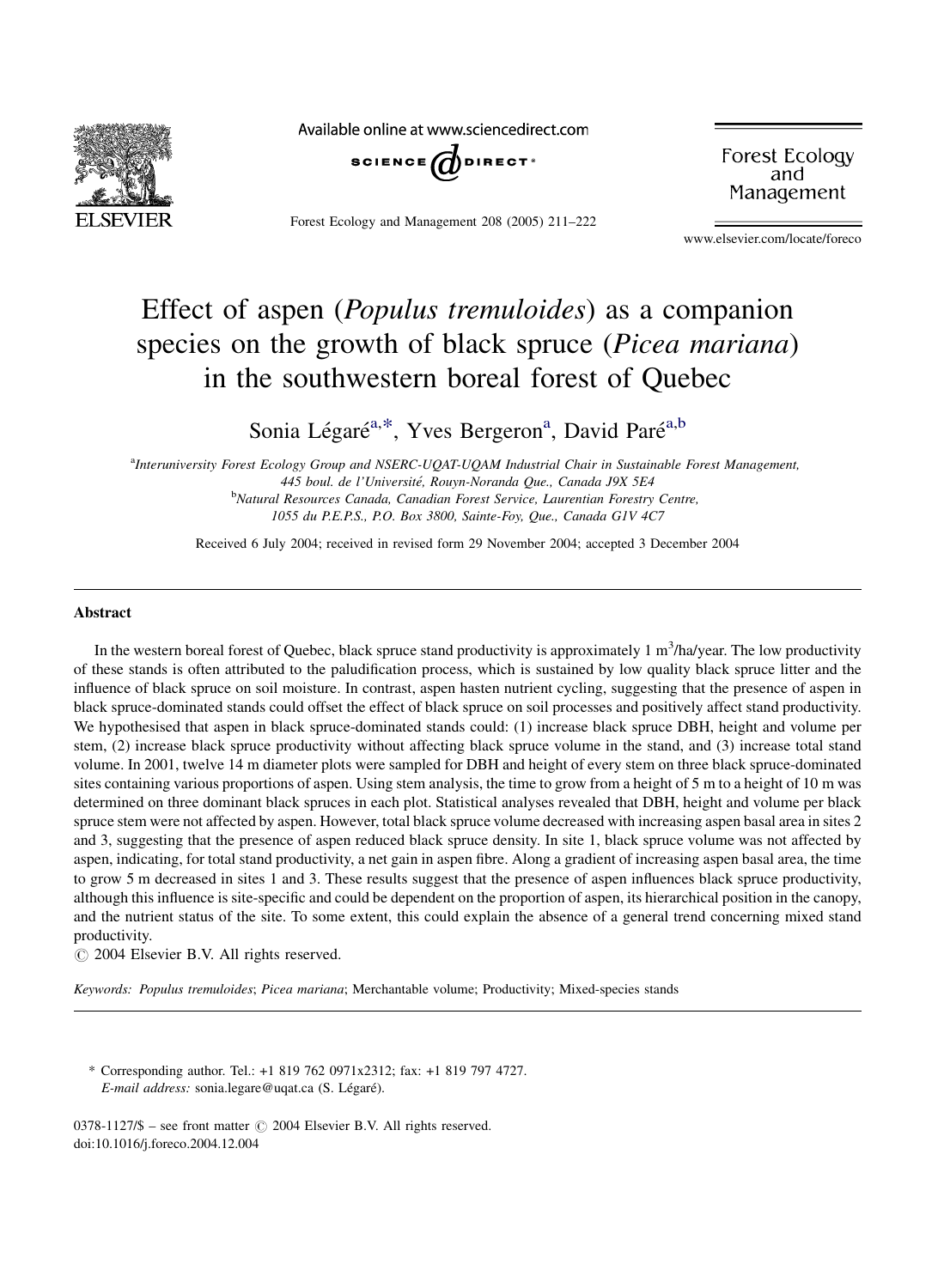# Effect of aspen (*Populus tremuloides*) as a companion species on the growth of black spruce (*Picea mariana*) in the southwestern boreal forest of Quebec

Sonia Légaré[a,*], Yves Bergeron[a], David Paré[a,b]

[a]Interuniversity Forest Ecology Group and NSERC-UQAT-UQAM Industrial Chair in Sustainable Forest Management, 445 boul. de l'Université, Rouyn-Noranda Que., Canada J9X 5E4

[b]Natural Resources Canada, Canadian Forest Service, Laurentian Forestry Centre, 1055 du P.E.P.S., P.O. Box 3800, Sainte-Foy, Que., Canada G1V 4C7

Received 6 July 2004; received in revised form 29 November 2004; accepted 3 December 2004

## Abstract

In the western boreal forest of Quebec, black spruce stand productivity is approximately 1 $m^3$/ha/year. The low productivity of these stands is often attributed to the paludification process, which is sustained by low quality black spruce litter and the influence of black spruce on soil moisture. In contrast, aspen hasten nutrient cycling, suggesting that the presence of aspen in black spruce-dominated stands could offset the effect of black spruce on soil processes and positively affect stand productivity. We hypothesised that aspen in black spruce-dominated stands could: (1) increase black spruce DBH, height and volume per stem, (2) increase black spruce productivity without affecting black spruce volume in the stand, and (3) increase total stand volume. In 2001, twelve 14 m diameter plots were sampled for DBH and height of every stem on three black spruce-dominated sites containing various proportions of aspen. Using stem analysis, the time to grow from a height of 5 m to a height of 10 m was determined on three dominant black spruces in each plot. Statistical analyses revealed that DBH, height and volume per black spruce stem were not affected by aspen. However, total black spruce volume decreased with increasing aspen basal area in sites 2 and 3, suggesting that the presence of aspen reduced black spruce density. In site 1, black spruce volume was not affected by aspen, indicating, for total stand productivity, a net gain in aspen fibre. Along a gradient of increasing aspen basal area, the time to grow 5 m decreased in sites 1 and 3. These results suggest that the presence of aspen influences black spruce productivity, although this influence is site-specific and could be dependent on the proportion of aspen, its hierarchical position in the canopy, and the nutrient status of the site. To some extent, this could explain the absence of a general trend concerning mixed stand productivity.

© 2004 Elsevier B.V. All rights reserved.

*Keywords:* *Populus tremuloides*; *Picea mariana*; Merchantable volume; Productivity; Mixed-species stands

\* Corresponding author. Tel.: +1 819 762 0971x2312; fax: +1 819 797 4727.
*E-mail address:* sonia.legare@uqat.ca (S. Légaré).

0378-1127/$ – see front matter © 2004 Elsevier B.V. All rights reserved.
doi:10.1016/j.foreco.2004.12.004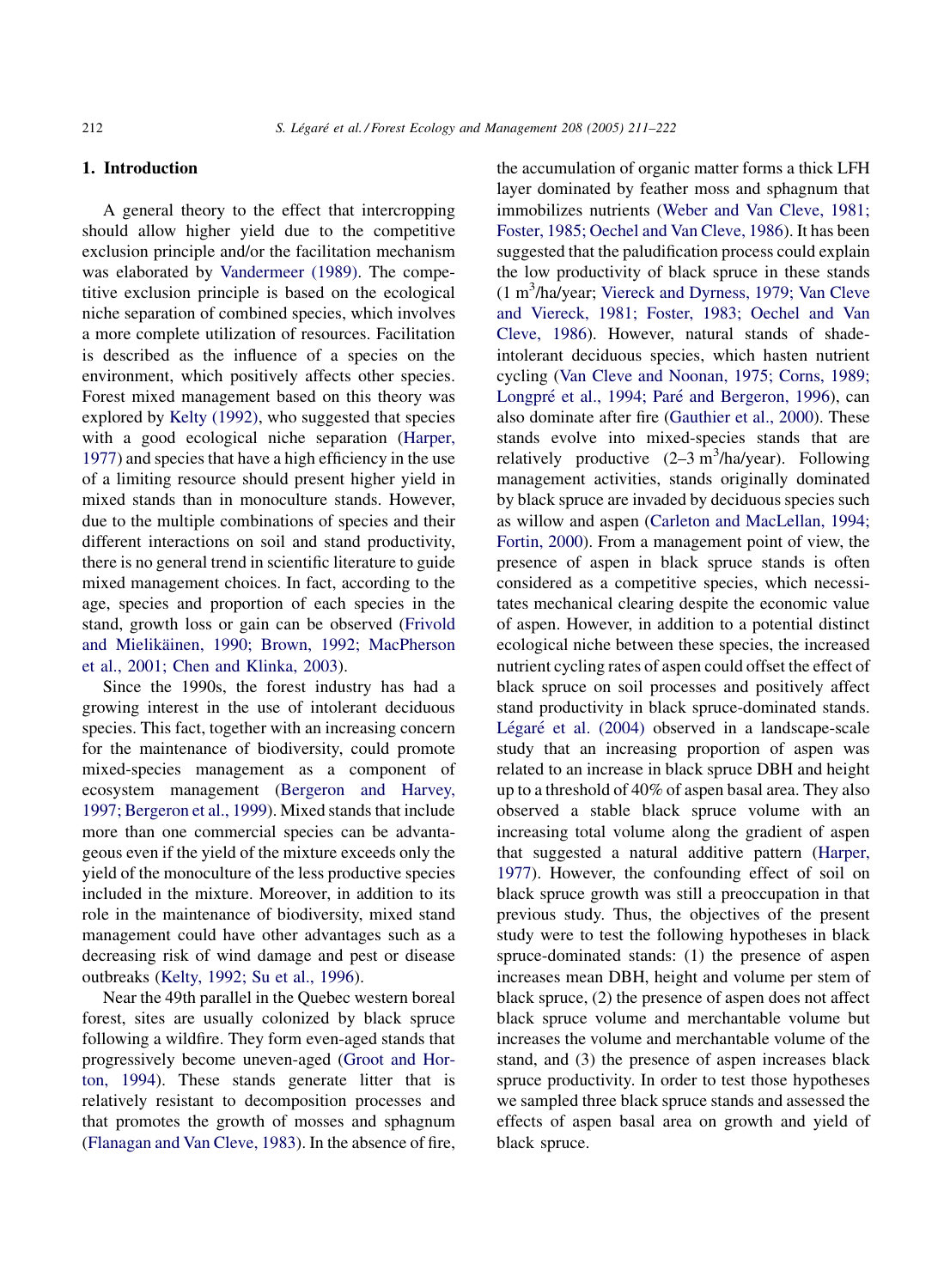## 1. Introduction

A general theory to the effect that intercropping should allow higher yield due to the competitive exclusion principle and/or the facilitation mechanism was elaborated by Vandermeer (1989). The competitive exclusion principle is based on the ecological niche separation of combined species, which involves a more complete utilization of resources. Facilitation is described as the influence of a species on the environment, which positively affects other species. Forest mixed management based on this theory was explored by Kelty (1992), who suggested that species with a good ecological niche separation (Harper, 1977) and species that have a high efficiency in the use of a limiting resource should present higher yield in mixed stands than in monoculture stands. However, due to the multiple combinations of species and their different interactions on soil and stand productivity, there is no general trend in scientific literature to guide mixed management choices. In fact, according to the age, species and proportion of each species in the stand, growth loss or gain can be observed (Frivold and Mielikäinen, 1990; Brown, 1992; MacPherson et al., 2001; Chen and Klinka, 2003).

Since the 1990s, the forest industry has had a growing interest in the use of intolerant deciduous species. This fact, together with an increasing concern for the maintenance of biodiversity, could promote mixed-species management as a component of ecosystem management (Bergeron and Harvey, 1997; Bergeron et al., 1999). Mixed stands that include more than one commercial species can be advantageous even if the yield of the mixture exceeds only the yield of the monoculture of the less productive species included in the mixture. Moreover, in addition to its role in the maintenance of biodiversity, mixed stand management could have other advantages such as a decreasing risk of wind damage and pest or disease outbreaks (Kelty, 1992; Su et al., 1996).

Near the 49th parallel in the Quebec western boreal forest, sites are usually colonized by black spruce following a wildfire. They form even-aged stands that progressively become uneven-aged (Groot and Horton, 1994). These stands generate litter that is relatively resistant to decomposition processes and that promotes the growth of mosses and sphagnum (Flanagan and Van Cleve, 1983). In the absence of fire, the accumulation of organic matter forms a thick LFH layer dominated by feather moss and sphagnum that immobilizes nutrients (Weber and Van Cleve, 1981; Foster, 1985; Oechel and Van Cleve, 1986). It has been suggested that the paludification process could explain the low productivity of black spruce in these stands (1 $m^3$/ha/year; Viereck and Dyrness, 1979; Van Cleve and Viereck, 1981; Foster, 1983; Oechel and Van Cleve, 1986). However, natural stands of shade-intolerant deciduous species, which hasten nutrient cycling (Van Cleve and Noonan, 1975; Corns, 1989; Longpré et al., 1994; Paré and Bergeron, 1996), can also dominate after fire (Gauthier et al., 2000). These stands evolve into mixed-species stands that are relatively productive (2–3 $m^3$/ha/year). Following management activities, stands originally dominated by black spruce are invaded by deciduous species such as willow and aspen (Carleton and MacLellan, 1994; Fortin, 2000). From a management point of view, the presence of aspen in black spruce stands is often considered as a competitive species, which necessitates mechanical clearing despite the economic value of aspen. However, in addition to a potential distinct ecological niche between these species, the increased nutrient cycling rates of aspen could offset the effect of black spruce on soil processes and positively affect stand productivity in black spruce-dominated stands. Légaré et al. (2004) observed in a landscape-scale study that an increasing proportion of aspen was related to an increase in black spruce DBH and height up to a threshold of 40% of aspen basal area. They also observed a stable black spruce volume with an increasing total volume along the gradient of aspen that suggested a natural additive pattern (Harper, 1977). However, the confounding effect of soil on black spruce growth was still a preoccupation in that previous study. Thus, the objectives of the present study were to test the following hypotheses in black spruce-dominated stands: (1) the presence of aspen increases mean DBH, height and volume per stem of black spruce, (2) the presence of aspen does not affect black spruce volume and merchantable volume but increases the volume and merchantable volume of the stand, and (3) the presence of aspen increases black spruce productivity. In order to test those hypotheses we sampled three black spruce stands and assessed the effects of aspen basal area on growth and yield of black spruce.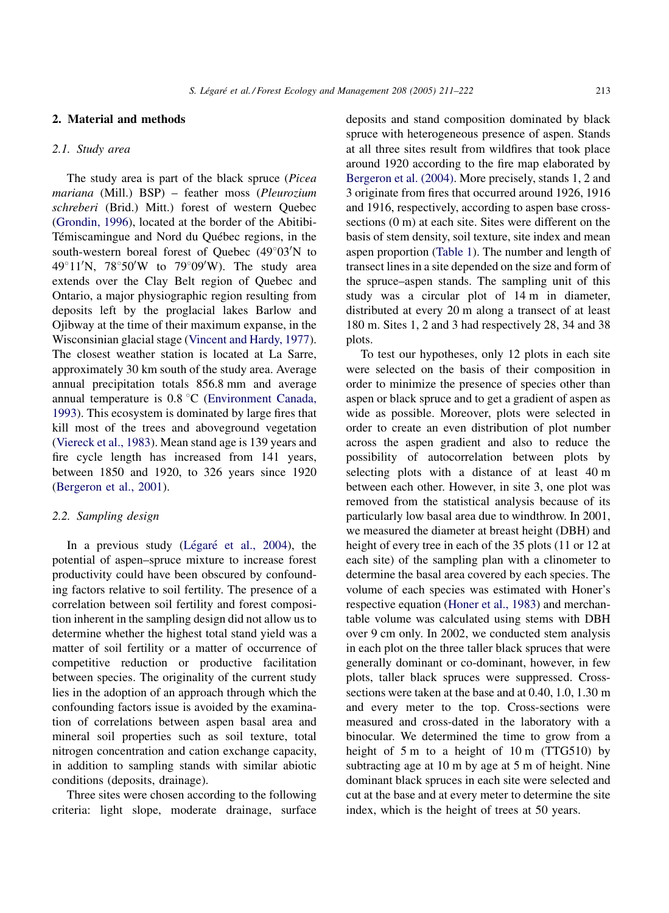## 2. Material and methods

### 2.1. Study area

The study area is part of the black spruce (*Picea mariana* (Mill.) BSP) – feather moss (*Pleurozium schreberi* (Brid.) Mitt.) forest of western Quebec (Grondin, 1996), located at the border of the Abitibi-Témiscamingue and Nord du Québec regions, in the south-western boreal forest of Quebec (49°03′N to 49°11′N, 78°50′W to 79°09′W). The study area extends over the Clay Belt region of Quebec and Ontario, a major physiographic region resulting from deposits left by the proglacial lakes Barlow and Ojibway at the time of their maximum expanse, in the Wisconsinian glacial stage (Vincent and Hardy, 1977). The closest weather station is located at La Sarre, approximately 30 km south of the study area. Average annual precipitation totals 856.8 mm and average annual temperature is 0.8 °C (Environment Canada, 1993). This ecosystem is dominated by large fires that kill most of the trees and aboveground vegetation (Viereck et al., 1983). Mean stand age is 139 years and fire cycle length has increased from 141 years, between 1850 and 1920, to 326 years since 1920 (Bergeron et al., 2001).

### 2.2. Sampling design

In a previous study (Légaré et al., 2004), the potential of aspen–spruce mixture to increase forest productivity could have been obscured by confounding factors relative to soil fertility. The presence of a correlation between soil fertility and forest composition inherent in the sampling design did not allow us to determine whether the highest total stand yield was a matter of soil fertility or a matter of occurrence of competitive reduction or productive facilitation between species. The originality of the current study lies in the adoption of an approach through which the confounding factors issue is avoided by the examination of correlations between aspen basal area and mineral soil properties such as soil texture, total nitrogen concentration and cation exchange capacity, in addition to sampling stands with similar abiotic conditions (deposits, drainage).

Three sites were chosen according to the following criteria: light slope, moderate drainage, surface deposits and stand composition dominated by black spruce with heterogeneous presence of aspen. Stands at all three sites result from wildfires that took place around 1920 according to the fire map elaborated by Bergeron et al. (2004). More precisely, stands 1, 2 and 3 originate from fires that occurred around 1926, 1916 and 1916, respectively, according to aspen base cross-sections (0 m) at each site. Sites were different on the basis of stem density, soil texture, site index and mean aspen proportion (Table 1). The number and length of transect lines in a site depended on the size and form of the spruce–aspen stands. The sampling unit of this study was a circular plot of 14 m in diameter, distributed at every 20 m along a transect of at least 180 m. Sites 1, 2 and 3 had respectively 28, 34 and 38 plots.

To test our hypotheses, only 12 plots in each site were selected on the basis of their composition in order to minimize the presence of species other than aspen or black spruce and to get a gradient of aspen as wide as possible. Moreover, plots were selected in order to create an even distribution of plot number across the aspen gradient and also to reduce the possibility of autocorrelation between plots by selecting plots with a distance of at least 40 m between each other. However, in site 3, one plot was removed from the statistical analysis because of its particularly low basal area due to windthrow. In 2001, we measured the diameter at breast height (DBH) and height of every tree in each of the 35 plots (11 or 12 at each site) of the sampling plan with a clinometer to determine the basal area covered by each species. The volume of each species was estimated with Honer's respective equation (Honer et al., 1983) and merchantable volume was calculated using stems with DBH over 9 cm only. In 2002, we conducted stem analysis in each plot on the three taller black spruces that were generally dominant or co-dominant, however, in few plots, taller black spruces were suppressed. Cross-sections were taken at the base and at 0.40, 1.0, 1.30 m and every meter to the top. Cross-sections were measured and cross-dated in the laboratory with a binocular. We determined the time to grow from a height of 5 m to a height of 10 m (TTG510) by subtracting age at 10 m by age at 5 m of height. Nine dominant black spruces in each site were selected and cut at the base and at every meter to determine the site index, which is the height of trees at 50 years.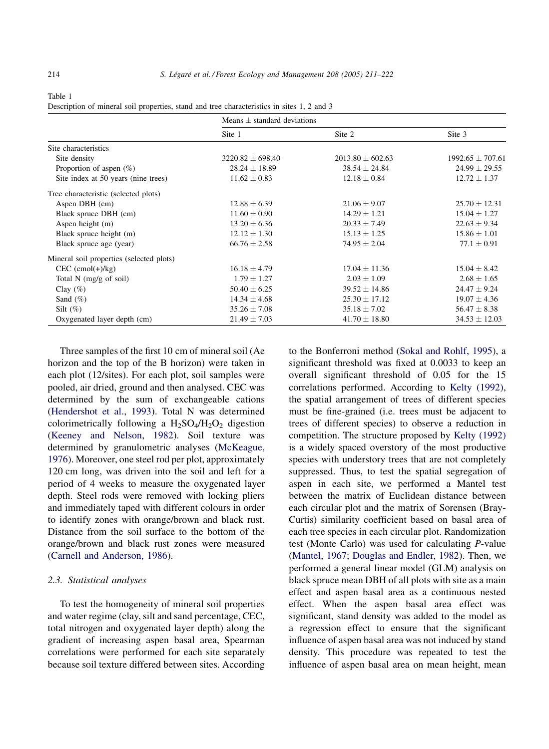Table 1
Description of mineral soil properties, stand and tree characteristics in sites 1, 2 and 3

| | Means ± standard deviations | | |
|---|---|---|---|
| | Site 1 | Site 2 | Site 3 |
| Site characteristics | | | |
| Site density | 3220.82 ± 698.40 | 2013.80 ± 602.63 | 1992.65 ± 707.61 |
| Proportion of aspen (%) | 28.24 ± 18.89 | 38.54 ± 24.84 | 24.99 ± 29.55 |
| Site index at 50 years (nine trees) | 11.62 ± 0.83 | 12.18 ± 0.84 | 12.72 ± 1.37 |
| Tree characteristic (selected plots) | | | |
| Aspen DBH (cm) | 12.88 ± 6.39 | 21.06 ± 9.07 | 25.70 ± 12.31 |
| Black spruce DBH (cm) | 11.60 ± 0.90 | 14.29 ± 1.21 | 15.04 ± 1.27 |
| Aspen height (m) | 13.20 ± 6.36 | 20.33 ± 7.49 | 22.63 ± 9.34 |
| Black spruce height (m) | 12.12 ± 1.30 | 15.13 ± 1.25 | 15.86 ± 1.01 |
| Black spruce age (year) | 66.76 ± 2.58 | 74.95 ± 2.04 | 77.1 ± 0.91 |
| Mineral soil properties (selected plots) | | | |
| CEC (cmol(+)/kg) | 16.18 ± 4.79 | 17.04 ± 11.36 | 15.04 ± 8.42 |
| Total N (mg/g of soil) | 1.79 ± 1.27 | 2.03 ± 1.09 | 2.68 ± 1.65 |
| Clay (%) | 50.40 ± 6.25 | 39.52 ± 14.86 | 24.47 ± 9.24 |
| Sand (%) | 14.34 ± 4.68 | 25.30 ± 17.12 | 19.07 ± 4.36 |
| Silt (%) | 35.26 ± 7.08 | 35.18 ± 7.02 | 56.47 ± 8.38 |
| Oxygenated layer depth (cm) | 21.49 ± 7.03 | 41.70 ± 18.80 | 34.53 ± 12.03 |

Three samples of the first 10 cm of mineral soil (Ae horizon and the top of the B horizon) were taken in each plot (12/sites). For each plot, soil samples were pooled, air dried, ground and then analysed. CEC was determined by the sum of exchangeable cations (Hendershot et al., 1993). Total N was determined colorimetrically following a $H_2SO_4/H_2O_2$ digestion (Keeney and Nelson, 1982). Soil texture was determined by granulometric analyses (McKeague, 1976). Moreover, one steel rod per plot, approximately 120 cm long, was driven into the soil and left for a period of 4 weeks to measure the oxygenated layer depth. Steel rods were removed with locking pliers and immediately taped with different colours in order to identify zones with orange/brown and black rust. Distance from the soil surface to the bottom of the orange/brown and black rust zones were measured (Carnell and Anderson, 1986).

### 2.3. Statistical analyses

To test the homogeneity of mineral soil properties and water regime (clay, silt and sand percentage, CEC, total nitrogen and oxygenated layer depth) along the gradient of increasing aspen basal area, Spearman correlations were performed for each site separately because soil texture differed between sites. According to the Bonferroni method (Sokal and Rohlf, 1995), a significant threshold was fixed at 0.0033 to keep an overall significant threshold of 0.05 for the 15 correlations performed. According to Kelty (1992), the spatial arrangement of trees of different species must be fine-grained (i.e. trees must be adjacent to trees of different species) to observe a reduction in competition. The structure proposed by Kelty (1992) is a widely spaced overstory of the most productive species with understory trees that are not completely suppressed. Thus, to test the spatial segregation of aspen in each site, we performed a Mantel test between the matrix of Euclidean distance between each circular plot and the matrix of Sorensen (Bray-Curtis) similarity coefficient based on basal area of each tree species in each circular plot. Randomization test (Monte Carlo) was used for calculating $P$-value (Mantel, 1967; Douglas and Endler, 1982). Then, we performed a general linear model (GLM) analysis on black spruce mean DBH of all plots with site as a main effect and aspen basal area as a continuous nested effect. When the aspen basal area effect was significant, stand density was added to the model as a regression effect to ensure that the significant influence of aspen basal area was not induced by stand density. This procedure was repeated to test the influence of aspen basal area on mean height, mean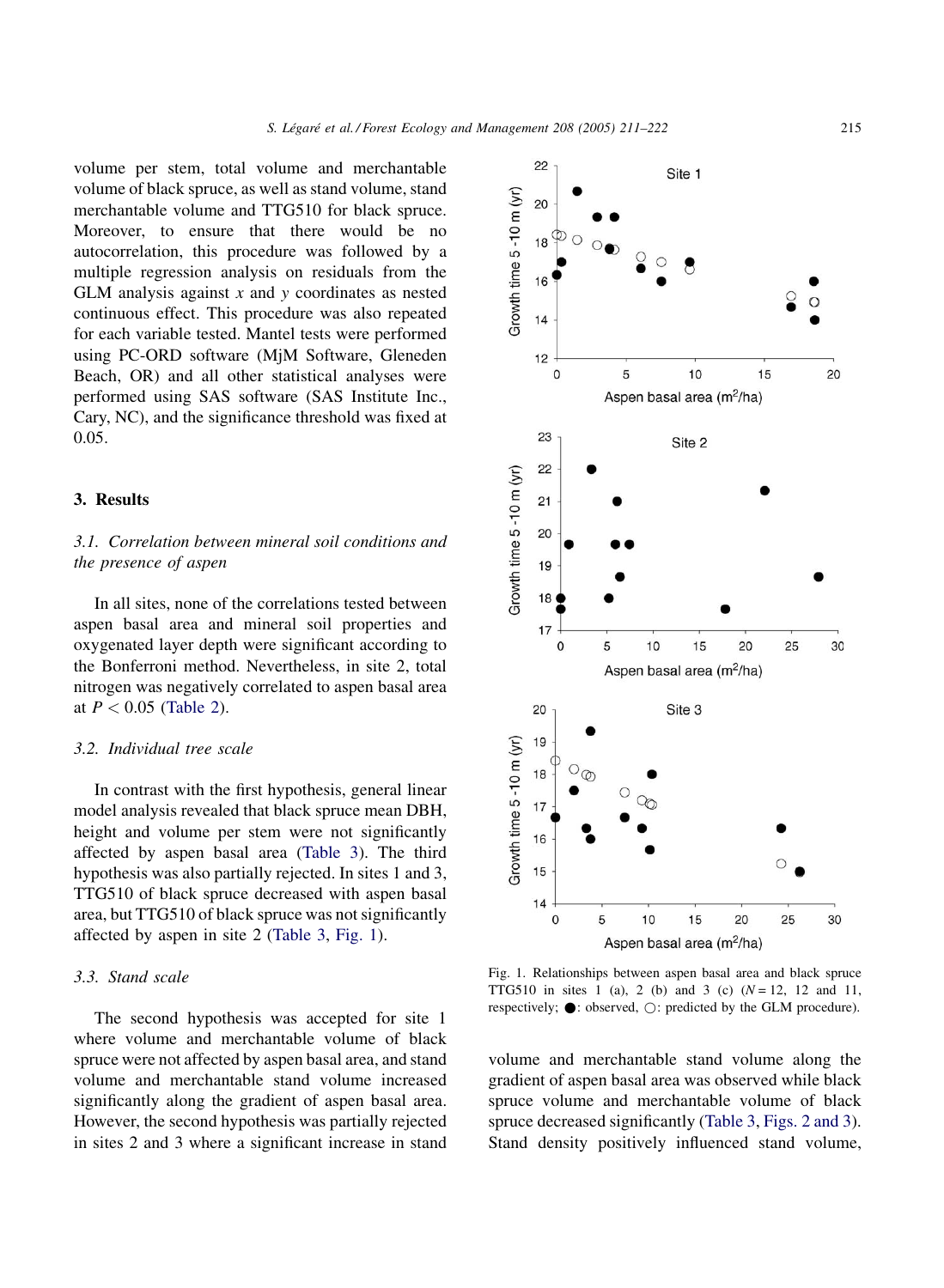volume per stem, total volume and merchantable volume of black spruce, as well as stand volume, stand merchantable volume and TTG510 for black spruce. Moreover, to ensure that there would be no autocorrelation, this procedure was followed by a multiple regression analysis on residuals from the GLM analysis against *x* and *y* coordinates as nested continuous effect. This procedure was also repeated for each variable tested. Mantel tests were performed using PC-ORD software (MjM Software, Gleneden Beach, OR) and all other statistical analyses were performed using SAS software (SAS Institute Inc., Cary, NC), and the significance threshold was fixed at 0.05.

## 3. Results

### 3.1. Correlation between mineral soil conditions and the presence of aspen

In all sites, none of the correlations tested between aspen basal area and mineral soil properties and oxygenated layer depth were significant according to the Bonferroni method. Nevertheless, in site 2, total nitrogen was negatively correlated to aspen basal area at $P < 0.05$ (Table 2).

### 3.2. Individual tree scale

In contrast with the first hypothesis, general linear model analysis revealed that black spruce mean DBH, height and volume per stem were not significantly affected by aspen basal area (Table 3). The third hypothesis was also partially rejected. In sites 1 and 3, TTG510 of black spruce decreased with aspen basal area, but TTG510 of black spruce was not significantly affected by aspen in site 2 (Table 3, Fig. 1).

### 3.3. Stand scale

The second hypothesis was accepted for site 1 where volume and merchantable volume of black spruce were not affected by aspen basal area, and stand volume and merchantable stand volume increased significantly along the gradient of aspen basal area. However, the second hypothesis was partially rejected in sites 2 and 3 where a significant increase in stand volume and merchantable stand volume along the gradient of aspen basal area was observed while black spruce volume and merchantable volume of black spruce decreased significantly (Table 3, Figs. 2 and 3). Stand density positively influenced stand volume,

Fig. 1. Relationships between aspen basal area and black spruce TTG510 in sites 1 (a), 2 (b) and 3 (c) ($N = 12$, 12 and 11, respectively; ●: observed, ○: predicted by the GLM procedure).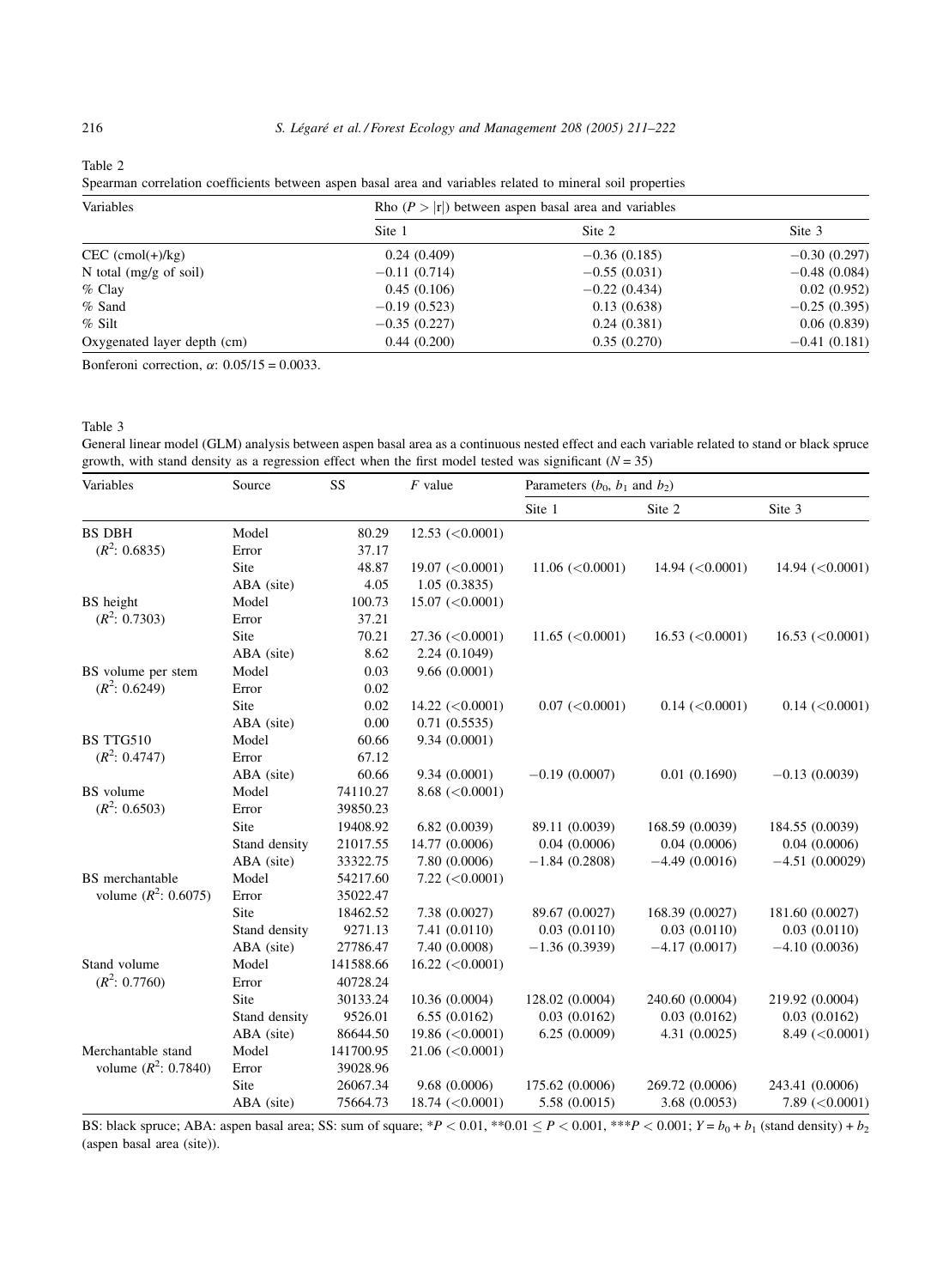Table 2
Spearman correlation coefficients between aspen basal area and variables related to mineral soil properties

| Variables | Rho ($P > \|r\|$) between aspen basal area and variables | | |
|---|---|---|---|
| | Site 1 | Site 2 | Site 3 |
| CEC (cmol(+)/kg) | 0.24 (0.409) | −0.36 (0.185) | −0.30 (0.297) |
| N total (mg/g of soil) | −0.11 (0.714) | −0.55 (0.031) | −0.48 (0.084) |
| % Clay | 0.45 (0.106) | −0.22 (0.434) | 0.02 (0.952) |
| % Sand | −0.19 (0.523) | 0.13 (0.638) | −0.25 (0.395) |
| % Silt | −0.35 (0.227) | 0.24 (0.381) | 0.06 (0.839) |
| Oxygenated layer depth (cm) | 0.44 (0.200) | 0.35 (0.270) | −0.41 (0.181) |

Bonferoni correction, $\alpha$: 0.05/15 = 0.0033.

Table 3
General linear model (GLM) analysis between aspen basal area as a continuous nested effect and each variable related to stand or black spruce growth, with stand density as a regression effect when the first model tested was significant ($N = 35$)

| Variables | Source | SS | $F$ value | Parameters ($b_0$, $b_1$ and $b_2$) | | |
|---|---|---|---|---|---|---|
| | | | | Site 1 | Site 2 | Site 3 |
| BS DBH | Model | 80.29 | 12.53 (<0.0001) | | | |
| ($R^2$: 0.6835) | Error | 37.17 | | | | |
| | Site | 48.87 | 19.07 (<0.0001) | 11.06 (<0.0001) | 14.94 (<0.0001) | 14.94 (<0.0001) |
| | ABA (site) | 4.05 | 1.05 (0.3835) | | | |
| BS height | Model | 100.73 | 15.07 (<0.0001) | | | |
| ($R^2$: 0.7303) | Error | 37.21 | | | | |
| | Site | 70.21 | 27.36 (<0.0001) | 11.65 (<0.0001) | 16.53 (<0.0001) | 16.53 (<0.0001) |
| | ABA (site) | 8.62 | 2.24 (0.1049) | | | |
| BS volume per stem | Model | 0.03 | 9.66 (0.0001) | | | |
| ($R^2$: 0.6249) | Error | 0.02 | | | | |
| | Site | 0.02 | 14.22 (<0.0001) | 0.07 (<0.0001) | 0.14 (<0.0001) | 0.14 (<0.0001) |
| | ABA (site) | 0.00 | 0.71 (0.5535) | | | |
| BS TTG510 | Model | 60.66 | 9.34 (0.0001) | | | |
| ($R^2$: 0.4747) | Error | 67.12 | | | | |
| | ABA (site) | 60.66 | 9.34 (0.0001) | −0.19 (0.0007) | 0.01 (0.1690) | −0.13 (0.0039) |
| BS volume | Model | 74110.27 | 8.68 (<0.0001) | | | |
| ($R^2$: 0.6503) | Error | 39850.23 | | | | |
| | Site | 19408.92 | 6.82 (0.0039) | 89.11 (0.0039) | 168.59 (0.0039) | 184.55 (0.0039) |
| | Stand density | 21017.55 | 14.77 (0.0006) | 0.04 (0.0006) | 0.04 (0.0006) | 0.04 (0.0006) |
| | ABA (site) | 33322.75 | 7.80 (0.0006) | −1.84 (0.2808) | −4.49 (0.0016) | −4.51 (0.00029) |
| BS merchantable | Model | 54217.60 | 7.22 (<0.0001) | | | |
| volume ($R^2$: 0.6075) | Error | 35022.47 | | | | |
| | Site | 18462.52 | 7.38 (0.0027) | 89.67 (0.0027) | 168.39 (0.0027) | 181.60 (0.0027) |
| | Stand density | 9271.13 | 7.41 (0.0110) | 0.03 (0.0110) | 0.03 (0.0110) | 0.03 (0.0110) |
| | ABA (site) | 27786.47 | 7.40 (0.0008) | −1.36 (0.3939) | −4.17 (0.0017) | −4.10 (0.0036) |
| Stand volume | Model | 141588.66 | 16.22 (<0.0001) | | | |
| ($R^2$: 0.7760) | Error | 40728.24 | | | | |
| | Site | 30133.24 | 10.36 (0.0004) | 128.02 (0.0004) | 240.60 (0.0004) | 219.92 (0.0004) |
| | Stand density | 9526.01 | 6.55 (0.0162) | 0.03 (0.0162) | 0.03 (0.0162) | 0.03 (0.0162) |
| | ABA (site) | 86644.50 | 19.86 (<0.0001) | 6.25 (0.0009) | 4.31 (0.0025) | 8.49 (<0.0001) |
| Merchantable stand | Model | 141700.95 | 21.06 (<0.0001) | | | |
| volume ($R^2$: 0.7840) | Error | 39028.96 | | | | |
| | Site | 26067.34 | 9.68 (0.0006) | 175.62 (0.0006) | 269.72 (0.0006) | 243.41 (0.0006) |
| | ABA (site) | 75664.73 | 18.74 (<0.0001) | 5.58 (0.0015) | 3.68 (0.0053) | 7.89 (<0.0001) |

BS: black spruce; ABA: aspen basal area; SS: sum of square; *$P < 0.01$, **$0.01 \le P < 0.001$, ***$P < 0.001$; $Y = b_0 + b_1$ (stand density) + $b_2$ (aspen basal area (site)).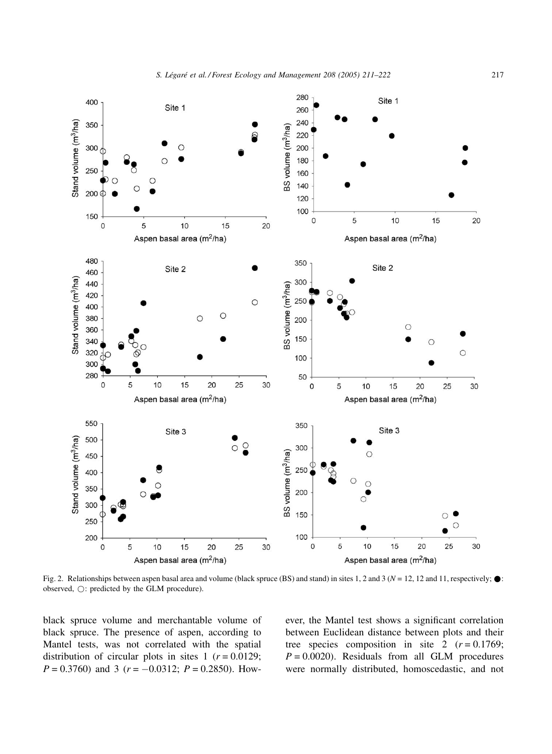Fig. 2. Relationships between aspen basal area and volume (black spruce (BS) and stand) in sites 1, 2 and 3 ($N = 12$, 12 and 11, respectively; ●: observed, ○: predicted by the GLM procedure).

black spruce volume and merchantable volume of black spruce. The presence of aspen, according to Mantel tests, was not correlated with the spatial distribution of circular plots in sites 1 ($r = 0.0129$; $P = 0.3760$) and 3 ($r = -0.0312$; $P = 0.2850$). However, the Mantel test shows a significant correlation between Euclidean distance between plots and their tree species composition in site 2 ($r = 0.1769$; $P = 0.0020$). Residuals from all GLM procedures were normally distributed, homoscedastic, and not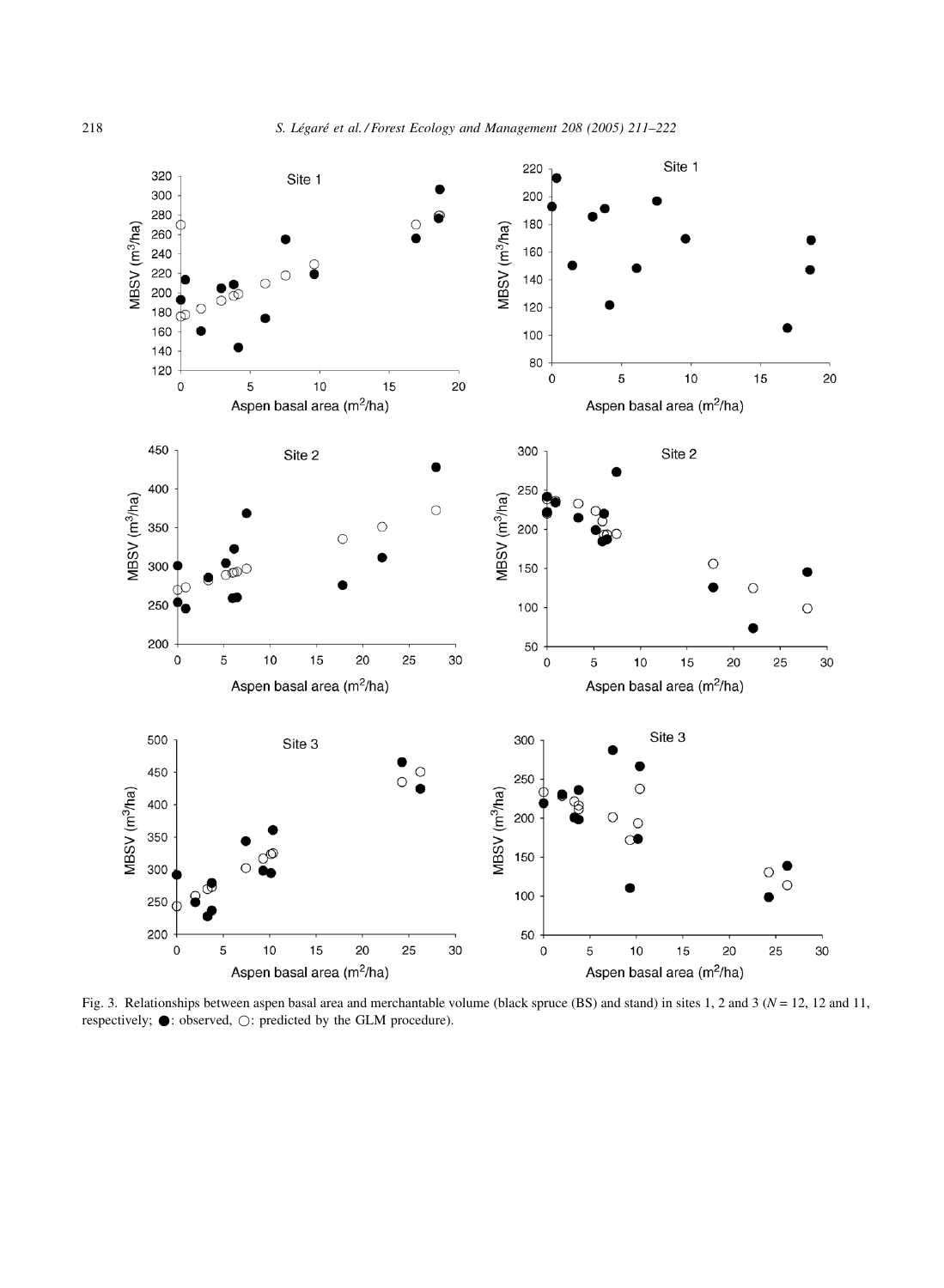Fig. 3. Relationships between aspen basal area and merchantable volume (black spruce (BS) and stand) in sites 1, 2 and 3 ($N$ = 12, 12 and 11, respectively; ●: observed, ○: predicted by the GLM procedure).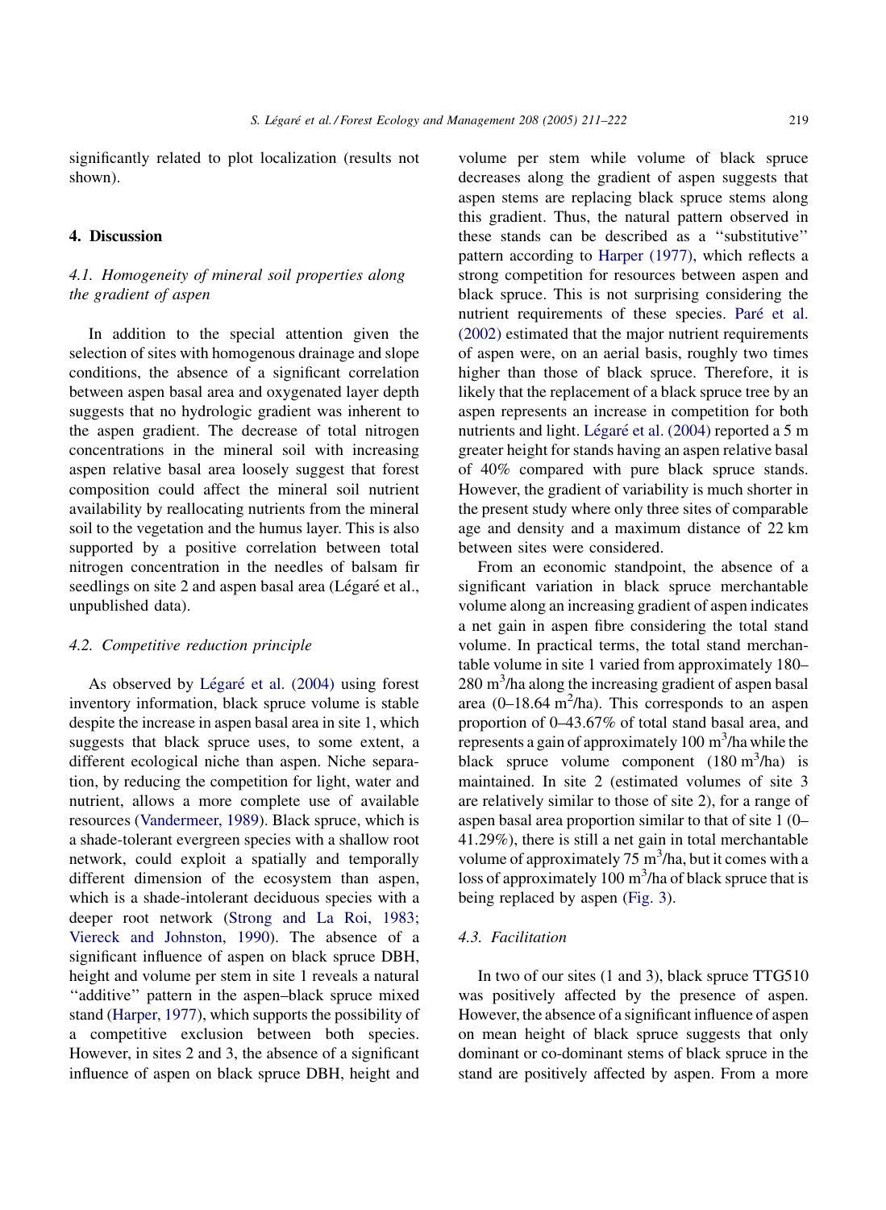significantly related to plot localization (results not shown).

## 4. Discussion

### *4.1. Homogeneity of mineral soil properties along the gradient of aspen*

In addition to the special attention given the selection of sites with homogenous drainage and slope conditions, the absence of a significant correlation between aspen basal area and oxygenated layer depth suggests that no hydrologic gradient was inherent to the aspen gradient. The decrease of total nitrogen concentrations in the mineral soil with increasing aspen relative basal area loosely suggest that forest composition could affect the mineral soil nutrient availability by reallocating nutrients from the mineral soil to the vegetation and the humus layer. This is also supported by a positive correlation between total nitrogen concentration in the needles of balsam fir seedlings on site 2 and aspen basal area (Légaré et al., unpublished data).

### *4.2. Competitive reduction principle*

As observed by Légaré et al. (2004) using forest inventory information, black spruce volume is stable despite the increase in aspen basal area in site 1, which suggests that black spruce uses, to some extent, a different ecological niche than aspen. Niche separation, by reducing the competition for light, water and nutrient, allows a more complete use of available resources (Vandermeer, 1989). Black spruce, which is a shade-tolerant evergreen species with a shallow root network, could exploit a spatially and temporally different dimension of the ecosystem than aspen, which is a shade-intolerant deciduous species with a deeper root network (Strong and La Roi, 1983; Viereck and Johnston, 1990). The absence of a significant influence of aspen on black spruce DBH, height and volume per stem in site 1 reveals a natural ''additive'' pattern in the aspen–black spruce mixed stand (Harper, 1977), which supports the possibility of a competitive exclusion between both species. However, in sites 2 and 3, the absence of a significant influence of aspen on black spruce DBH, height and volume per stem while volume of black spruce decreases along the gradient of aspen suggests that aspen stems are replacing black spruce stems along this gradient. Thus, the natural pattern observed in these stands can be described as a ''substitutive'' pattern according to Harper (1977), which reflects a strong competition for resources between aspen and black spruce. This is not surprising considering the nutrient requirements of these species. Paré et al. (2002) estimated that the major nutrient requirements of aspen were, on an aerial basis, roughly two times higher than those of black spruce. Therefore, it is likely that the replacement of a black spruce tree by an aspen represents an increase in competition for both nutrients and light. Légaré et al. (2004) reported a 5 m greater height for stands having an aspen relative basal of 40% compared with pure black spruce stands. However, the gradient of variability is much shorter in the present study where only three sites of comparable age and density and a maximum distance of 22 km between sites were considered.

From an economic standpoint, the absence of a significant variation in black spruce merchantable volume along an increasing gradient of aspen indicates a net gain in aspen fibre considering the total stand volume. In practical terms, the total stand merchantable volume in site 1 varied from approximately 180–280 $m^3$/ha along the increasing gradient of aspen basal area (0–18.64 $m^2$/ha). This corresponds to an aspen proportion of 0–43.67% of total stand basal area, and represents a gain of approximately 100 $m^3$/ha while the black spruce volume component (180 $m^3$/ha) is maintained. In site 2 (estimated volumes of site 3 are relatively similar to those of site 2), for a range of aspen basal area proportion similar to that of site 1 (0–41.29%), there is still a net gain in total merchantable volume of approximately 75 $m^3$/ha, but it comes with a loss of approximately 100 $m^3$/ha of black spruce that is being replaced by aspen (Fig. 3).

### *4.3. Facilitation*

In two of our sites (1 and 3), black spruce TTG510 was positively affected by the presence of aspen. However, the absence of a significant influence of aspen on mean height of black spruce suggests that only dominant or co-dominant stems of black spruce in the stand are positively affected by aspen. From a more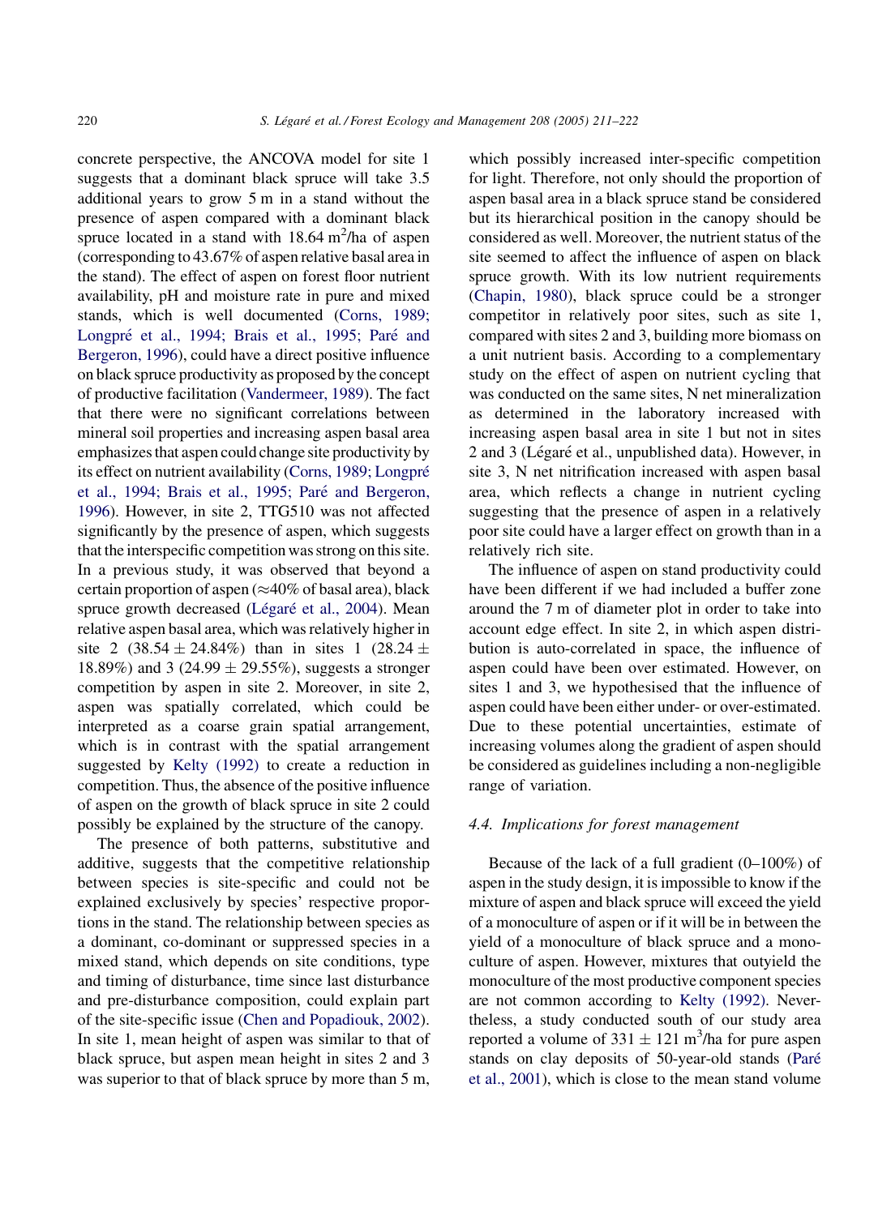concrete perspective, the ANCOVA model for site 1 suggests that a dominant black spruce will take 3.5 additional years to grow 5 m in a stand without the presence of aspen compared with a dominant black spruce located in a stand with 18.64 $m^2$/ha of aspen (corresponding to 43.67% of aspen relative basal area in the stand). The effect of aspen on forest floor nutrient availability, pH and moisture rate in pure and mixed stands, which is well documented (Corns, 1989; Longpré et al., 1994; Brais et al., 1995; Paré and Bergeron, 1996), could have a direct positive influence on black spruce productivity as proposed by the concept of productive facilitation (Vandermeer, 1989). The fact that there were no significant correlations between mineral soil properties and increasing aspen basal area emphasizes that aspen could change site productivity by its effect on nutrient availability (Corns, 1989; Longpré et al., 1994; Brais et al., 1995; Paré and Bergeron, 1996). However, in site 2, TTG510 was not affected significantly by the presence of aspen, which suggests that the interspecific competition was strong on this site. In a previous study, it was observed that beyond a certain proportion of aspen (≈40% of basal area), black spruce growth decreased (Légaré et al., 2004). Mean relative aspen basal area, which was relatively higher in site 2 (38.54 ± 24.84%) than in sites 1 (28.24 ± 18.89%) and 3 (24.99 ± 29.55%), suggests a stronger competition by aspen in site 2. Moreover, in site 2, aspen was spatially correlated, which could be interpreted as a coarse grain spatial arrangement, which is in contrast with the spatial arrangement suggested by Kelty (1992) to create a reduction in competition. Thus, the absence of the positive influence of aspen on the growth of black spruce in site 2 could possibly be explained by the structure of the canopy.

The presence of both patterns, substitutive and additive, suggests that the competitive relationship between species is site-specific and could not be explained exclusively by species' respective proportions in the stand. The relationship between species as a dominant, co-dominant or suppressed species in a mixed stand, which depends on site conditions, type and timing of disturbance, time since last disturbance and pre-disturbance composition, could explain part of the site-specific issue (Chen and Popadiouk, 2002). In site 1, mean height of aspen was similar to that of black spruce, but aspen mean height in sites 2 and 3 was superior to that of black spruce by more than 5 m, which possibly increased inter-specific competition for light. Therefore, not only should the proportion of aspen basal area in a black spruce stand be considered but its hierarchical position in the canopy should be considered as well. Moreover, the nutrient status of the site seemed to affect the influence of aspen on black spruce growth. With its low nutrient requirements (Chapin, 1980), black spruce could be a stronger competitor in relatively poor sites, such as site 1, compared with sites 2 and 3, building more biomass on a unit nutrient basis. According to a complementary study on the effect of aspen on nutrient cycling that was conducted on the same sites, N net mineralization as determined in the laboratory increased with increasing aspen basal area in site 1 but not in sites 2 and 3 (Légaré et al., unpublished data). However, in site 3, N net nitrification increased with aspen basal area, which reflects a change in nutrient cycling suggesting that the presence of aspen in a relatively poor site could have a larger effect on growth than in a relatively rich site.

The influence of aspen on stand productivity could have been different if we had included a buffer zone around the 7 m of diameter plot in order to take into account edge effect. In site 2, in which aspen distribution is auto-correlated in space, the influence of aspen could have been over estimated. However, on sites 1 and 3, we hypothesised that the influence of aspen could have been either under- or over-estimated. Due to these potential uncertainties, estimate of increasing volumes along the gradient of aspen should be considered as guidelines including a non-negligible range of variation.

### 4.4. Implications for forest management

Because of the lack of a full gradient (0–100%) of aspen in the study design, it is impossible to know if the mixture of aspen and black spruce will exceed the yield of a monoculture of aspen or if it will be in between the yield of a monoculture of black spruce and a monoculture of aspen. However, mixtures that outyield the monoculture of the most productive component species are not common according to Kelty (1992). Nevertheless, a study conducted south of our study area reported a volume of 331 ± 121 $m^3$/ha for pure aspen stands on clay deposits of 50-year-old stands (Paré et al., 2001), which is close to the mean stand volume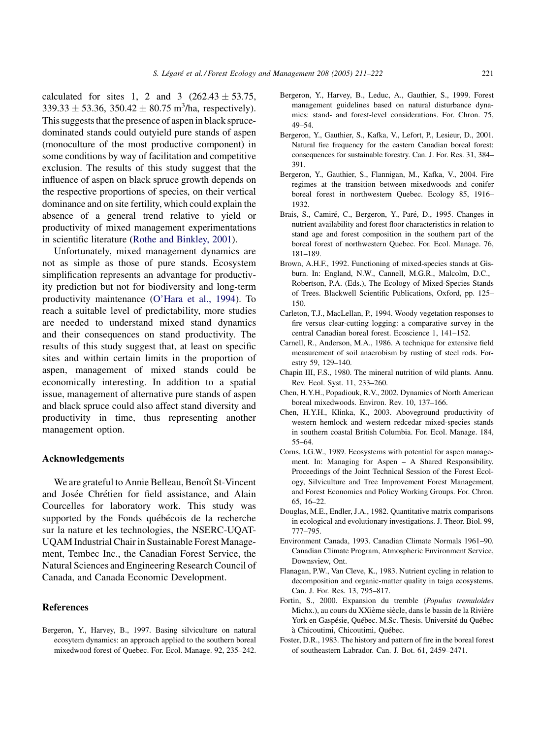calculated for sites 1, 2 and 3 ($262.43 \pm 53.75$, $339.33 \pm 53.36$, $350.42 \pm 80.75$ m$^3$/ha, respectively). This suggests that the presence of aspen in black spruce-dominated stands could outyield pure stands of aspen (monoculture of the most productive component) in some conditions by way of facilitation and competitive exclusion. The results of this study suggest that the influence of aspen on black spruce growth depends on the respective proportions of species, on their vertical dominance and on site fertility, which could explain the absence of a general trend relative to yield or productivity of mixed management experimentations in scientific literature (Rothe and Binkley, 2001).

Unfortunately, mixed management dynamics are not as simple as those of pure stands. Ecosystem simplification represents an advantage for productivity prediction but not for biodiversity and long-term productivity maintenance (O'Hara et al., 1994). To reach a suitable level of predictability, more studies are needed to understand mixed stand dynamics and their consequences on stand productivity. The results of this study suggest that, at least on specific sites and within certain limits in the proportion of aspen, management of mixed stands could be economically interesting. In addition to a spatial issue, management of alternative pure stands of aspen and black spruce could also affect stand diversity and productivity in time, thus representing another management option.

## Acknowledgements

We are grateful to Annie Belleau, Benoît St-Vincent and Josée Chrétien for field assistance, and Alain Courcelles for laboratory work. This study was supported by the Fonds québécois de la recherche sur la nature et les technologies, the NSERC-UQAT-UQAM Industrial Chair in Sustainable Forest Management, Tembec Inc., the Canadian Forest Service, the Natural Sciences and Engineering Research Council of Canada, and Canada Economic Development.

## References

Bergeron, Y., Harvey, B., 1997. Basing silviculture on natural ecosytem dynamics: an approach applied to the southern boreal mixedwood forest of Quebec. For. Ecol. Manage. 92, 235–242.

Bergeron, Y., Harvey, B., Leduc, A., Gauthier, S., 1999. Forest management guidelines based on natural disturbance dynamics: stand- and forest-level considerations. For. Chron. 75, 49–54.

Bergeron, Y., Gauthier, S., Kafka, V., Lefort, P., Lesieur, D., 2001. Natural fire frequency for the eastern Canadian boreal forest: consequences for sustainable forestry. Can. J. For. Res. 31, 384–391.

Bergeron, Y., Gauthier, S., Flannigan, M., Kafka, V., 2004. Fire regimes at the transition between mixedwoods and conifer boreal forest in northwestern Quebec. Ecology 85, 1916–1932.

Brais, S., Camiré, C., Bergeron, Y., Paré, D., 1995. Changes in nutrient availability and forest floor characteristics in relation to stand age and forest composition in the southern part of the boreal forest of northwestern Quebec. For. Ecol. Manage. 76, 181–189.

Brown, A.H.F., 1992. Functioning of mixed-species stands at Gisburn. In: England, N.W., Cannell, M.G.R., Malcolm, D.C., Robertson, P.A. (Eds.), The Ecology of Mixed-Species Stands of Trees. Blackwell Scientific Publications, Oxford, pp. 125–150.

Carleton, T.J., MacLellan, P., 1994. Woody vegetation responses to fire versus clear-cutting logging: a comparative survey in the central Canadian boreal forest. Ecoscience 1, 141–152.

Carnell, R., Anderson, M.A., 1986. A technique for extensive field measurement of soil anaerobism by rusting of steel rods. Forestry 59, 129–140.

Chapin III, F.S., 1980. The mineral nutrition of wild plants. Annu. Rev. Ecol. Syst. 11, 233–260.

Chen, H.Y.H., Popadiouk, R.V., 2002. Dynamics of North American boreal mixedwoods. Environ. Rev. 10, 137–166.

Chen, H.Y.H., Klinka, K., 2003. Aboveground productivity of western hemlock and western redcedar mixed-species stands in southern coastal British Columbia. For. Ecol. Manage. 184, 55–64.

Corns, I.G.W., 1989. Ecosystems with potential for aspen management. In: Managing for Aspen – A Shared Responsibility. Proceedings of the Joint Technical Session of the Forest Ecology, Silviculture and Tree Improvement Forest Management, and Forest Economics and Policy Working Groups. For. Chron. 65, 16–22.

Douglas, M.E., Endler, J.A., 1982. Quantitative matrix comparisons in ecological and evolutionary investigations. J. Theor. Biol. 99, 777–795.

Environment Canada, 1993. Canadian Climate Normals 1961–90. Canadian Climate Program, Atmospheric Environment Service, Downsview, Ont.

Flanagan, P.W., Van Cleve, K., 1983. Nutrient cycling in relation to decomposition and organic-matter quality in taiga ecosystems. Can. J. For. Res. 13, 795–817.

Fortin, S., 2000. Expansion du tremble (*Populus tremuloides* Michx.), au cours du XXième siècle, dans le bassin de la Rivière York en Gaspésie, Québec. M.Sc. Thesis. Université du Québec à Chicoutimi, Chicoutimi, Québec.

Foster, D.R., 1983. The history and pattern of fire in the boreal forest of southeastern Labrador. Can. J. Bot. 61, 2459–2471.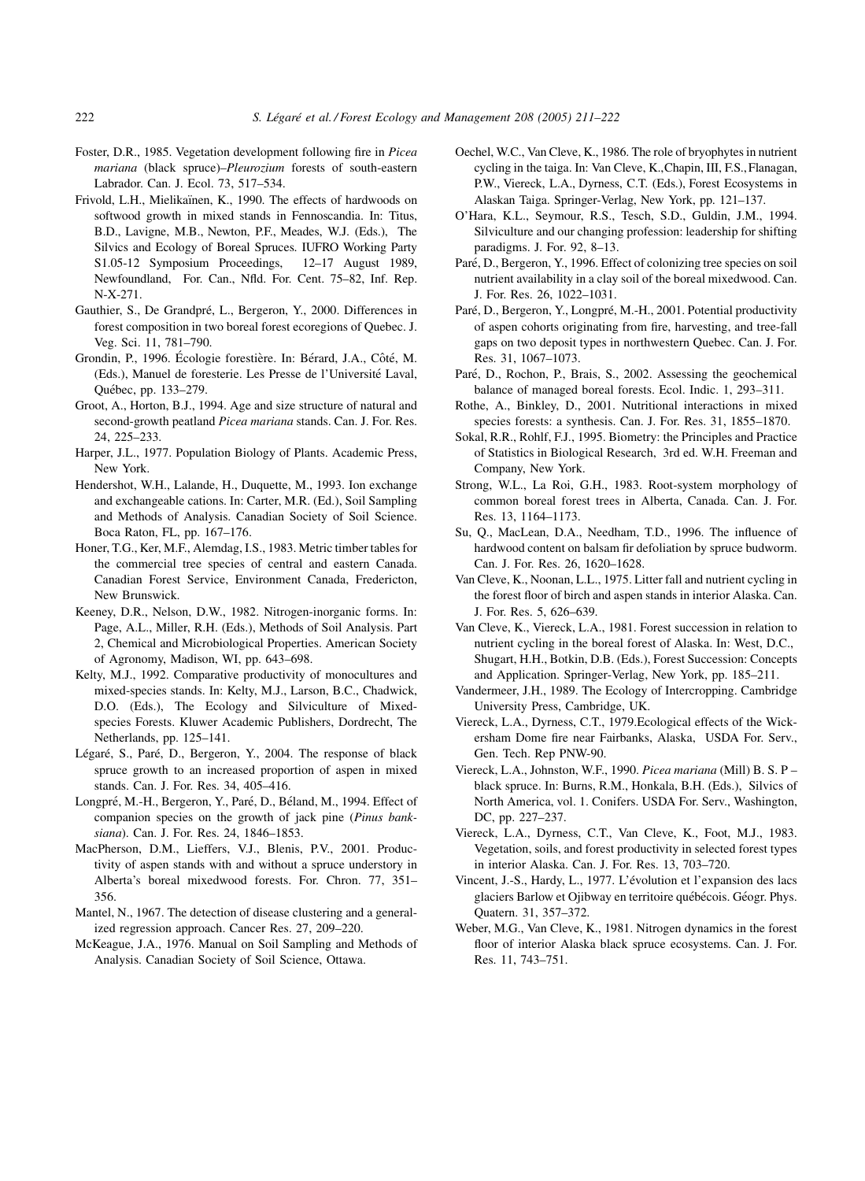Foster, D.R., 1985. Vegetation development following fire in *Picea mariana* (black spruce)–*Pleurozium* forests of south-eastern Labrador. Can. J. Ecol. 73, 517–534.

Frivold, L.H., Mielikaïnen, K., 1990. The effects of hardwoods on softwood growth in mixed stands in Fennoscandia. In: Titus, B.D., Lavigne, M.B., Newton, P.F., Meades, W.J. (Eds.), The Silvics and Ecology of Boreal Spruces. IUFRO Working Party S1.05-12 Symposium Proceedings, 12–17 August 1989, Newfoundland, For. Can., Nfld. For. Cent. 75–82, Inf. Rep. N-X-271.

Gauthier, S., De Grandpré, L., Bergeron, Y., 2000. Differences in forest composition in two boreal forest ecoregions of Quebec. J. Veg. Sci. 11, 781–790.

Grondin, P., 1996. Écologie forestière. In: Bérard, J.A., Côté, M. (Eds.), Manuel de foresterie. Les Presse de l'Université Laval, Québec, pp. 133–279.

Groot, A., Horton, B.J., 1994. Age and size structure of natural and second-growth peatland *Picea mariana* stands. Can. J. For. Res. 24, 225–233.

Harper, J.L., 1977. Population Biology of Plants. Academic Press, New York.

Hendershot, W.H., Lalande, H., Duquette, M., 1993. Ion exchange and exchangeable cations. In: Carter, M.R. (Ed.), Soil Sampling and Methods of Analysis. Canadian Society of Soil Science. Boca Raton, FL, pp. 167–176.

Honer, T.G., Ker, M.F., Alemdag, I.S., 1983. Metric timber tables for the commercial tree species of central and eastern Canada. Canadian Forest Service, Environment Canada, Fredericton, New Brunswick.

Keeney, D.R., Nelson, D.W., 1982. Nitrogen-inorganic forms. In: Page, A.L., Miller, R.H. (Eds.), Methods of Soil Analysis. Part 2, Chemical and Microbiological Properties. American Society of Agronomy, Madison, WI, pp. 643–698.

Kelty, M.J., 1992. Comparative productivity of monocultures and mixed-species stands. In: Kelty, M.J., Larson, B.C., Chadwick, D.O. (Eds.), The Ecology and Silviculture of Mixed-species Forests. Kluwer Academic Publishers, Dordrecht, The Netherlands, pp. 125–141.

Légaré, S., Paré, D., Bergeron, Y., 2004. The response of black spruce growth to an increased proportion of aspen in mixed stands. Can. J. For. Res. 34, 405–416.

Longpré, M.-H., Bergeron, Y., Paré, D., Béland, M., 1994. Effect of companion species on the growth of jack pine (*Pinus banksiana*). Can. J. For. Res. 24, 1846–1853.

MacPherson, D.M., Lieffers, V.J., Blenis, P.V., 2001. Productivity of aspen stands with and without a spruce understory in Alberta's boreal mixedwood forests. For. Chron. 77, 351–356.

Mantel, N., 1967. The detection of disease clustering and a generalized regression approach. Cancer Res. 27, 209–220.

McKeague, J.A., 1976. Manual on Soil Sampling and Methods of Analysis. Canadian Society of Soil Science, Ottawa.

Oechel, W.C., Van Cleve, K., 1986. The role of bryophytes in nutrient cycling in the taiga. In: Van Cleve, K.,Chapin, III, F.S., Flanagan, P.W., Viereck, L.A., Dyrness, C.T. (Eds.), Forest Ecosystems in Alaskan Taiga. Springer-Verlag, New York, pp. 121–137.

O'Hara, K.L., Seymour, R.S., Tesch, S.D., Guldin, J.M., 1994. Silviculture and our changing profession: leadership for shifting paradigms. J. For. 92, 8–13.

Paré, D., Bergeron, Y., 1996. Effect of colonizing tree species on soil nutrient availability in a clay soil of the boreal mixedwood. Can. J. For. Res. 26, 1022–1031.

Paré, D., Bergeron, Y., Longpré, M.-H., 2001. Potential productivity of aspen cohorts originating from fire, harvesting, and tree-fall gaps on two deposit types in northwestern Quebec. Can. J. For. Res. 31, 1067–1073.

Paré, D., Rochon, P., Brais, S., 2002. Assessing the geochemical balance of managed boreal forests. Ecol. Indic. 1, 293–311.

Rothe, A., Binkley, D., 2001. Nutritional interactions in mixed species forests: a synthesis. Can. J. For. Res. 31, 1855–1870.

Sokal, R.R., Rohlf, F.J., 1995. Biometry: the Principles and Practice of Statistics in Biological Research, 3rd ed. W.H. Freeman and Company, New York.

Strong, W.L., La Roi, G.H., 1983. Root-system morphology of common boreal forest trees in Alberta, Canada. Can. J. For. Res. 13, 1164–1173.

Su, Q., MacLean, D.A., Needham, T.D., 1996. The influence of hardwood content on balsam fir defoliation by spruce budworm. Can. J. For. Res. 26, 1620–1628.

Van Cleve, K., Noonan, L.L., 1975. Litter fall and nutrient cycling in the forest floor of birch and aspen stands in interior Alaska. Can. J. For. Res. 5, 626–639.

Van Cleve, K., Viereck, L.A., 1981. Forest succession in relation to nutrient cycling in the boreal forest of Alaska. In: West, D.C., Shugart, H.H., Botkin, D.B. (Eds.), Forest Succession: Concepts and Application. Springer-Verlag, New York, pp. 185–211.

Vandermeer, J.H., 1989. The Ecology of Intercropping. Cambridge University Press, Cambridge, UK.

Viereck, L.A., Dyrness, C.T., 1979.Ecological effects of the Wickersham Dome fire near Fairbanks, Alaska, USDA For. Serv., Gen. Tech. Rep PNW-90.

Viereck, L.A., Johnston, W.F., 1990. *Picea mariana* (Mill) B. S. P – black spruce. In: Burns, R.M., Honkala, B.H. (Eds.), Silvics of North America, vol. 1. Conifers. USDA For. Serv., Washington, DC, pp. 227–237.

Viereck, L.A., Dyrness, C.T., Van Cleve, K., Foot, M.J., 1983. Vegetation, soils, and forest productivity in selected forest types in interior Alaska. Can. J. For. Res. 13, 703–720.

Vincent, J.-S., Hardy, L., 1977. L'évolution et l'expansion des lacs glaciers Barlow et Ojibway en territoire québécois. Géogr. Phys. Quatern. 31, 357–372.

Weber, M.G., Van Cleve, K., 1981. Nitrogen dynamics in the forest floor of interior Alaska black spruce ecosystems. Can. J. For. Res. 11, 743–751.